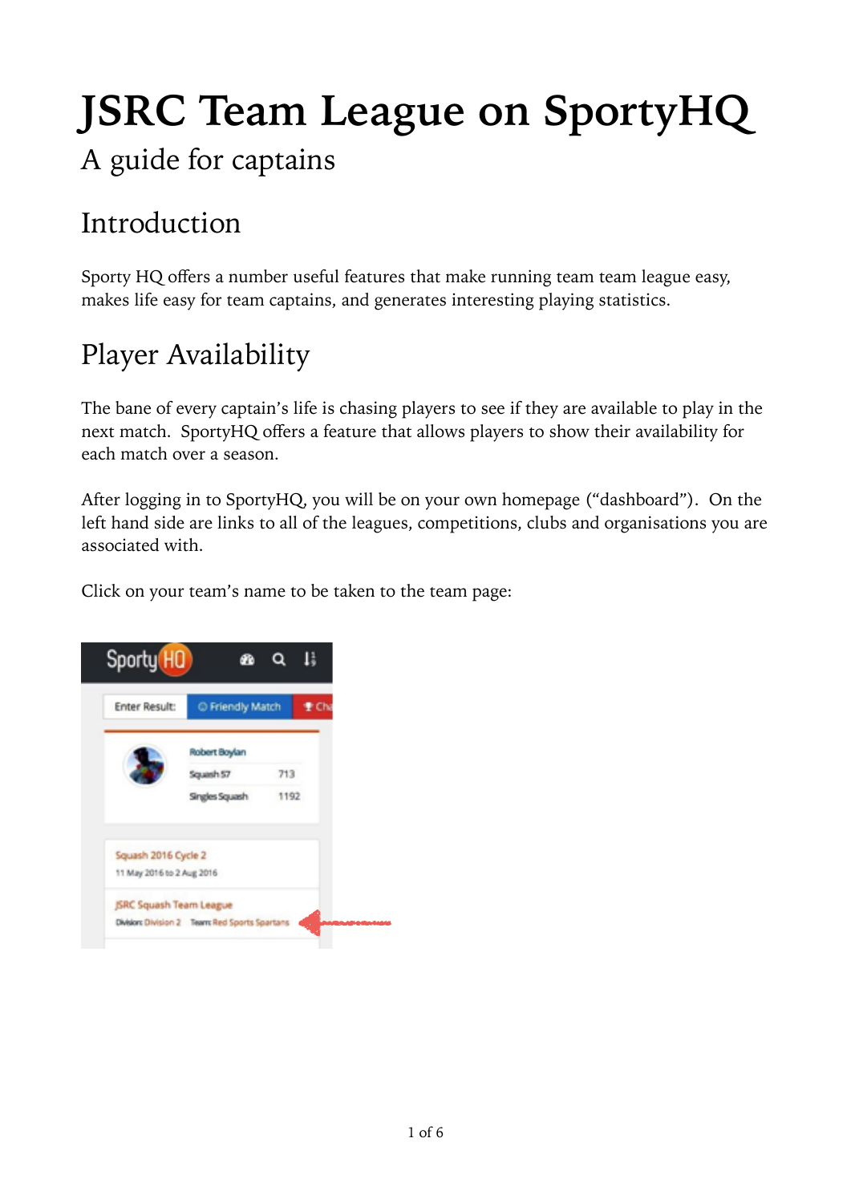# JSRC Team League on SportyHQ

## A guide for captains

## Introduction

Sporty HQ offers a number useful features that make running team team league easy, makes life easy for team captains, and generates interesting playing statistics.

## Player Availability

The bane of every captain's life is chasing players to see if they are available to play in the next match. SportyHQ offers a feature that allows players to show their availability for each match over a season.

After logging in to SportyHQ, you will be on your own homepage ("dashboard"). On the left hand side are links to all of the leagues, competitions, clubs and organisations you are associated with.

Click on your team's name to be taken to the team page: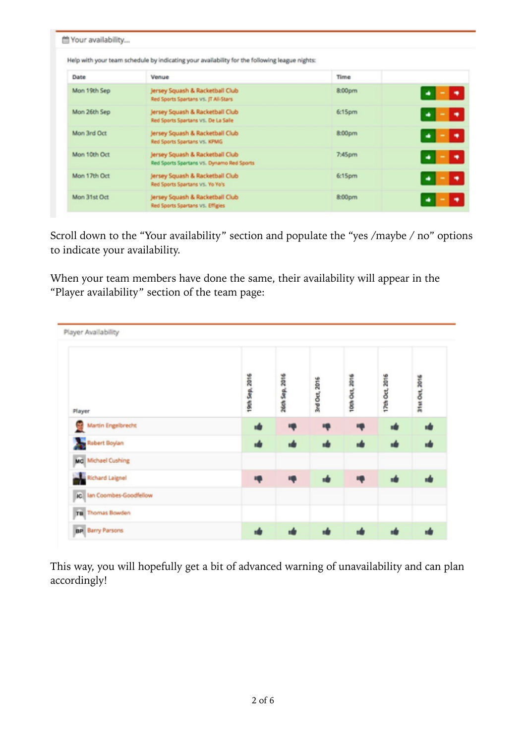📅 Your availability...

Help with your team schedule by indicating your availability for the following league nights:

| Date | Venue | Time | |
|---|---|---|---|
| Mon 19th Sep | Jersey Squash & Racketball Club<br>Red Sports Spartans vs. JT All-Stars | 8:00pm | 👍 – 👎 |
| Mon 26th Sep | Jersey Squash & Racketball Club<br>Red Sports Spartans vs. De La Salle | 6:15pm | 👍 – 👎 |
| Mon 3rd Oct | Jersey Squash & Racketball Club<br>Red Sports Spartans vs. KPMG | 8:00pm | 👍 – 👎 |
| Mon 10th Oct | Jersey Squash & Racketball Club<br>Red Sports Spartans vs. Dynamo Red Sports | 7:45pm | 👍 – 👎 |
| Mon 17th Oct | Jersey Squash & Racketball Club<br>Red Sports Spartans vs. Yo Yo's | 6:15pm | 👍 – 👎 |
| Mon 31st Oct | Jersey Squash & Racketball Club<br>Red Sports Spartans vs. Effigies | 8:00pm | 👍 – 👎 |

Scroll down to the "Your availability" section and populate the "yes /maybe / no" options to indicate your availability.

When your team members have done the same, their availability will appear in the "Player availability" section of the team page:

Player Availability

| Player | 19th Sep, 2016 | 26th Sep, 2016 | 3rd Oct, 2016 | 10th Oct, 2016 | 17th Oct, 2016 | 31st Oct, 2016 |
|---|---|---|---|---|---|---|
| Martin Engelbrecht | 👍 | 👎 | 👎 | 👎 | 👍 | 👍 |
| Robert Boylan | 👍 | 👍 | 👍 | 👍 | 👍 | 👍 |
| MC Michael Cushing | | | | | | |
| Richard Laignel | 👎 | 👎 | 👍 | 👎 | 👍 | 👍 |
| IC Ian Coombes-Goodfellow | | | | | | |
| TB Thomas Bowden | | | | | | |
| BP Barry Parsons | 👍 | 👍 | 👍 | 👍 | 👍 | 👍 |

This way, you will hopefully get a bit of advanced warning of unavailability and can plan accordingly!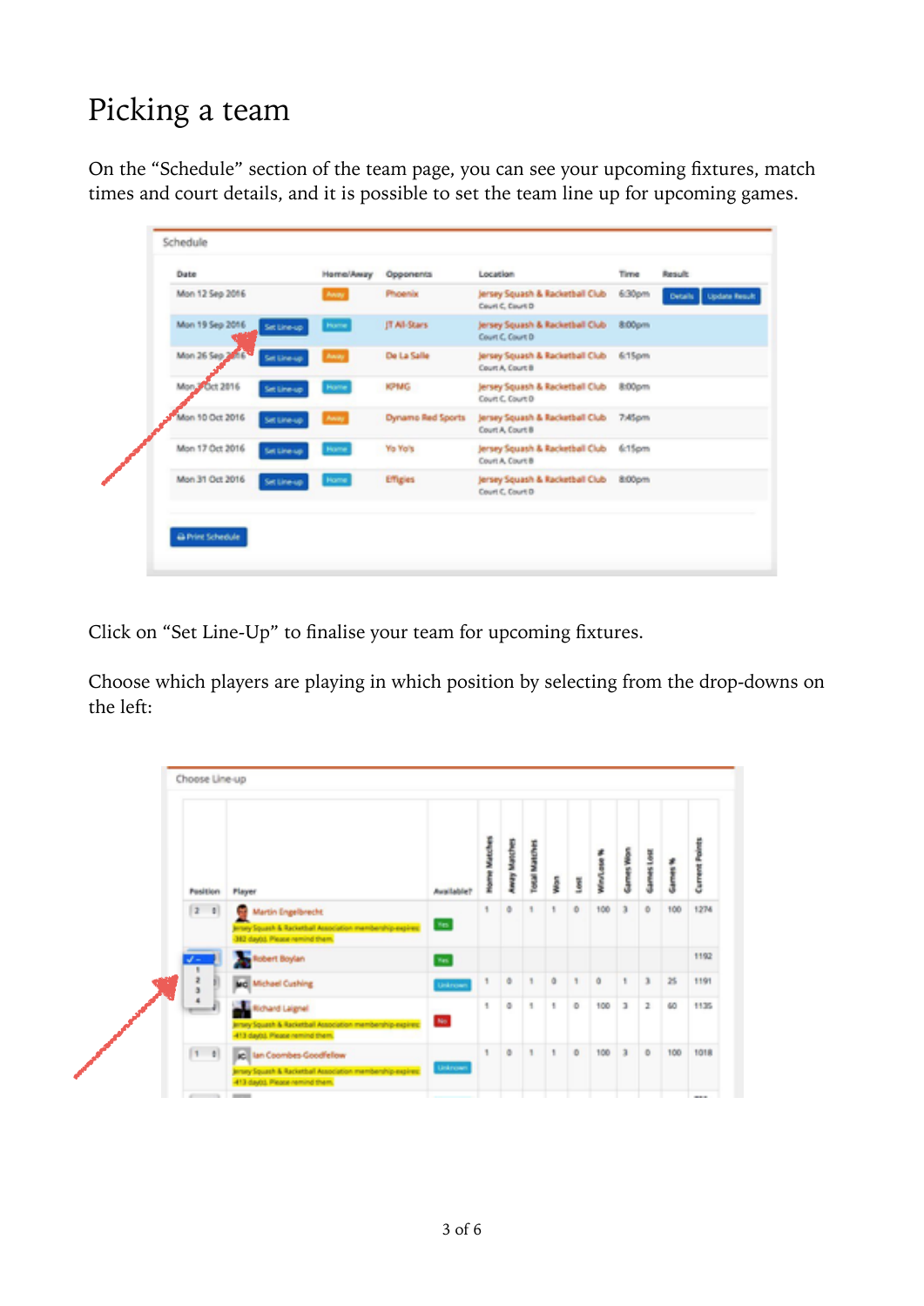# Picking a team

On the "Schedule" section of the team page, you can see your upcoming fixtures, match times and court details, and it is possible to set the team line up for upcoming games.

Click on "Set Line-Up" to finalise your team for upcoming fixtures.

Choose which players are playing in which position by selecting from the drop-downs on the left: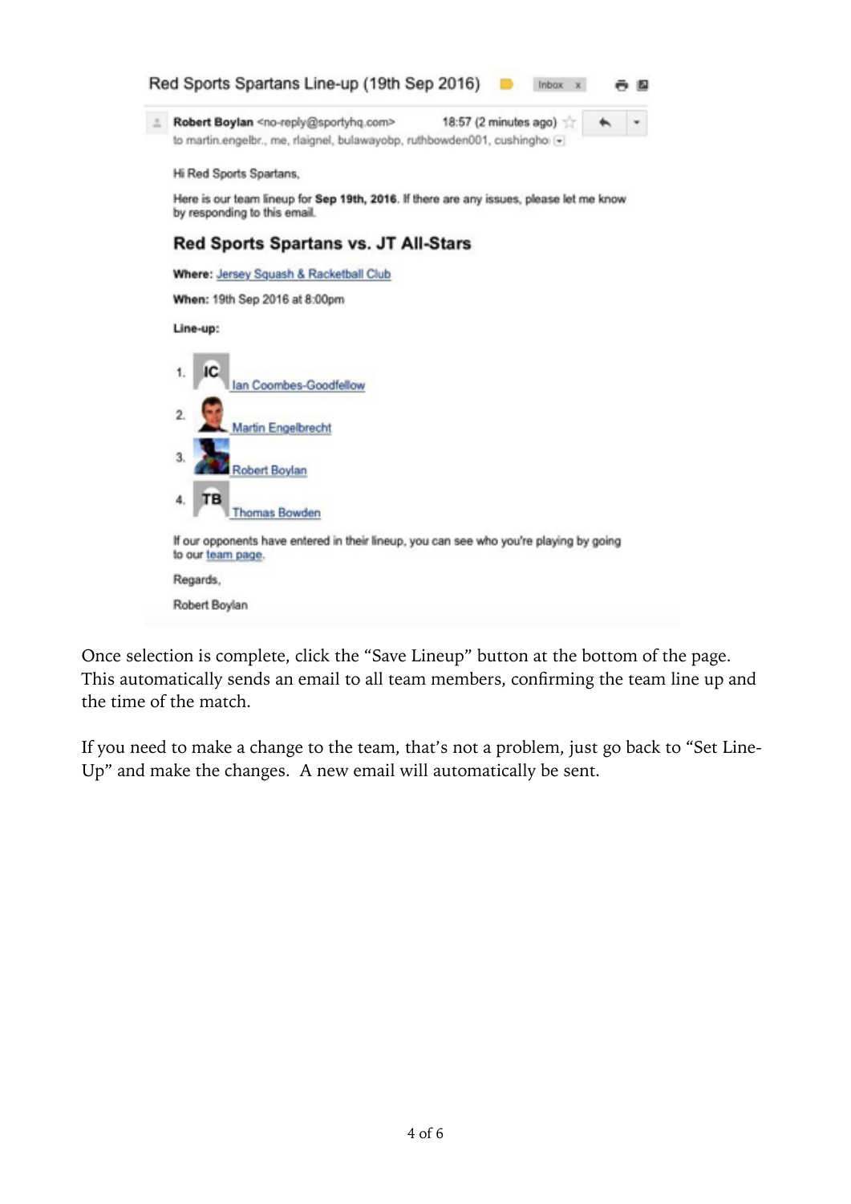Red Sports Spartans Line-up (19th Sep 2016)

**Robert Boylan** <no-reply@sportyhq.com> 18:57 (2 minutes ago)
to martin.engelbr., me, rlaignel, bulawayobp, ruthbowden001, cushingho

Hi Red Sports Spartans,

Here is our team lineup for **Sep 19th, 2016**. If there are any issues, please let me know by responding to this email.

## Red Sports Spartans vs. JT All-Stars

**Where:** Jersey Squash & Racketball Club

**When:** 19th Sep 2016 at 8:00pm

**Line-up:**

1. IC Ian Coombes-Goodfellow
2. Martin Engelbrecht
3. Robert Boylan
4. TB Thomas Bowden

If our opponents have entered in their lineup, you can see who you're playing by going to our team page.

Regards,

Robert Boylan

Once selection is complete, click the "Save Lineup" button at the bottom of the page. This automatically sends an email to all team members, confirming the team line up and the time of the match.

If you need to make a change to the team, that's not a problem, just go back to "Set Line-Up" and make the changes. A new email will automatically be sent.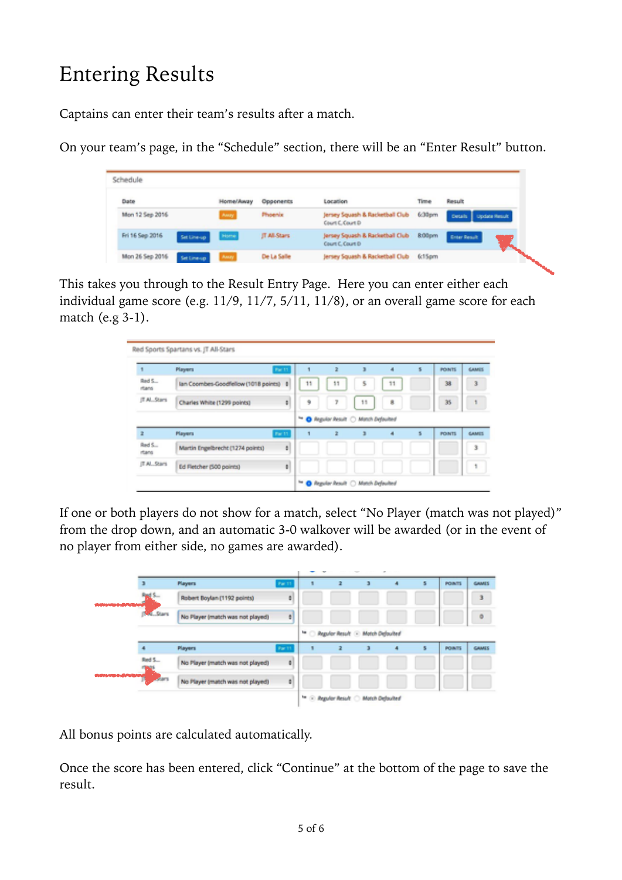# Entering Results

Captains can enter their team's results after a match.

On your team's page, in the "Schedule" section, there will be an "Enter Result" button.

This takes you through to the Result Entry Page. Here you can enter either each individual game score (e.g. 11/9, 11/7, 5/11, 11/8), or an overall game score for each match (e.g 3-1).

If one or both players do not show for a match, select "No Player (match was not played)" from the drop down, and an automatic 3-0 walkover will be awarded (or in the event of no player from either side, no games are awarded).

All bonus points are calculated automatically.

Once the score has been entered, click "Continue" at the bottom of the page to save the result.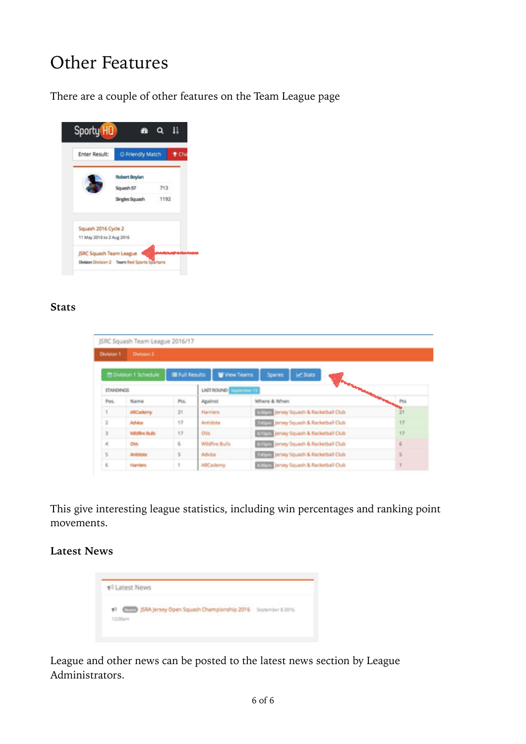# Other Features

There are a couple of other features on the Team League page

### Stats

This give interesting league statistics, including win percentages and ranking point movements.

### Latest News

League and other news can be posted to the latest news section by League Administrators.